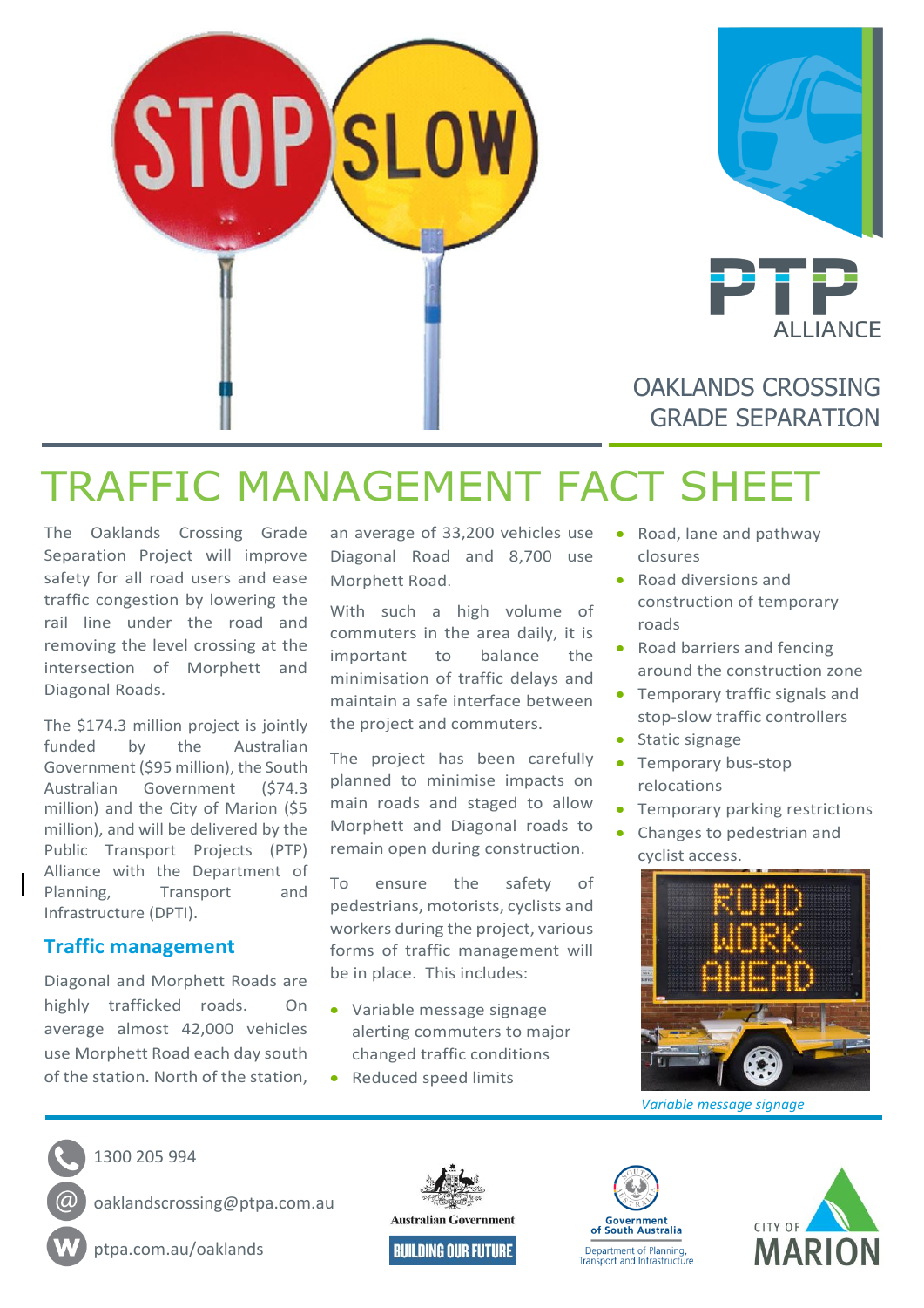# OAKLANDS CROSSING GRADE SEPARATION

# TRAFFIC MANAGEMENT FACT SHEET

The Oaklands Crossing Grade Separation Project will improve safety for all road users and ease traffic congestion by lowering the rail line under the road and removing the level crossing at the intersection of Morphett and Diagonal Roads.

The $174.3 million project is jointly funded by the Australian Government ($95 million), the South Australian Government ($74.3 million) and the City of Marion ($5 million), and will be delivered by the Public Transport Projects (PTP) Alliance with the Department of Planning, Transport and Infrastructure (DPTI).

## Traffic management

Diagonal and Morphett Roads are highly trafficked roads. On average almost 42,000 vehicles use Morphett Road each day south of the station. North of the station, an average of 33,200 vehicles use Diagonal Road and 8,700 use Morphett Road.

With such a high volume of commuters in the area daily, it is important to balance the minimisation of traffic delays and maintain a safe interface between the project and commuters.

The project has been carefully planned to minimise impacts on main roads and staged to allow Morphett and Diagonal roads to remain open during construction.

To ensure the safety of pedestrians, motorists, cyclists and workers during the project, various forms of traffic management will be in place. This includes:

- Variable message signage alerting commuters to major changed traffic conditions
- Reduced speed limits
- Road, lane and pathway closures
- Road diversions and construction of temporary roads
- Road barriers and fencing around the construction zone
- Temporary traffic signals and stop-slow traffic controllers
- Static signage
- Temporary bus-stop relocations
- Temporary parking restrictions
- Changes to pedestrian and cyclist access.

*Variable message signage*

1300 205 994

oaklandscrossing@ptpa.com.au

ptpa.com.au/oaklands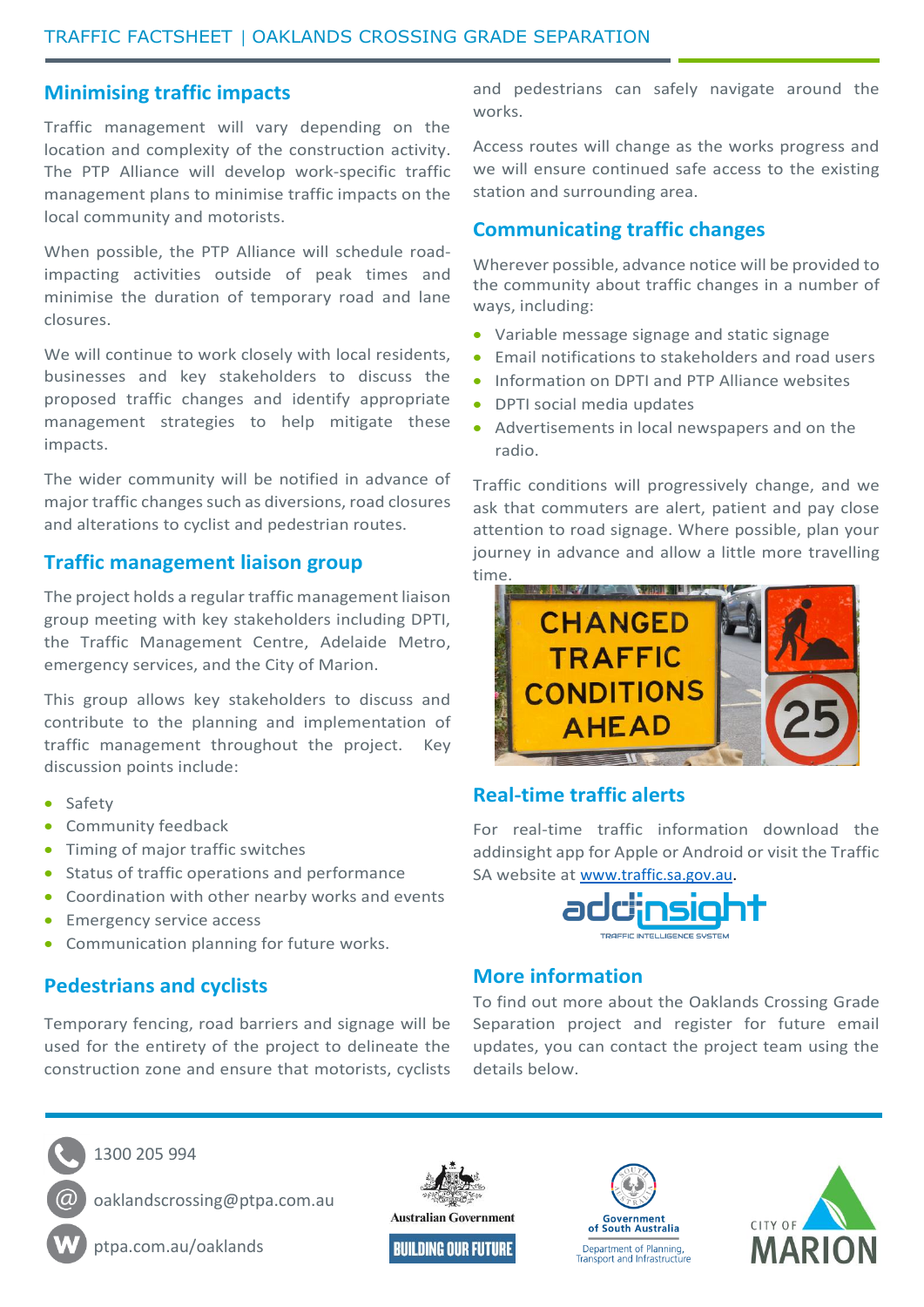## Minimising traffic impacts

Traffic management will vary depending on the location and complexity of the construction activity. The PTP Alliance will develop work-specific traffic management plans to minimise traffic impacts on the local community and motorists.

When possible, the PTP Alliance will schedule road-impacting activities outside of peak times and minimise the duration of temporary road and lane closures.

We will continue to work closely with local residents, businesses and key stakeholders to discuss the proposed traffic changes and identify appropriate management strategies to help mitigate these impacts.

The wider community will be notified in advance of major traffic changes such as diversions, road closures and alterations to cyclist and pedestrian routes.

## Traffic management liaison group

The project holds a regular traffic management liaison group meeting with key stakeholders including DPTI, the Traffic Management Centre, Adelaide Metro, emergency services, and the City of Marion.

This group allows key stakeholders to discuss and contribute to the planning and implementation of traffic management throughout the project. Key discussion points include:

- Safety
- Community feedback
- Timing of major traffic switches
- Status of traffic operations and performance
- Coordination with other nearby works and events
- Emergency service access
- Communication planning for future works.

## Pedestrians and cyclists

Temporary fencing, road barriers and signage will be used for the entirety of the project to delineate the construction zone and ensure that motorists, cyclists and pedestrians can safely navigate around the works.

Access routes will change as the works progress and we will ensure continued safe access to the existing station and surrounding area.

## Communicating traffic changes

Wherever possible, advance notice will be provided to the community about traffic changes in a number of ways, including:

- Variable message signage and static signage
- Email notifications to stakeholders and road users
- Information on DPTI and PTP Alliance websites
- DPTI social media updates
- Advertisements in local newspapers and on the radio.

Traffic conditions will progressively change, and we ask that commuters are alert, patient and pay close attention to road signage. Where possible, plan your journey in advance and allow a little more travelling time.

## Real-time traffic alerts

For real-time traffic information download the addinsight app for Apple or Android or visit the Traffic SA website at www.traffic.sa.gov.au.

## More information

To find out more about the Oaklands Crossing Grade Separation project and register for future email updates, you can contact the project team using the details below.

1300 205 994

oaklandscrossing@ptpa.com.au

ptpa.com.au/oaklands